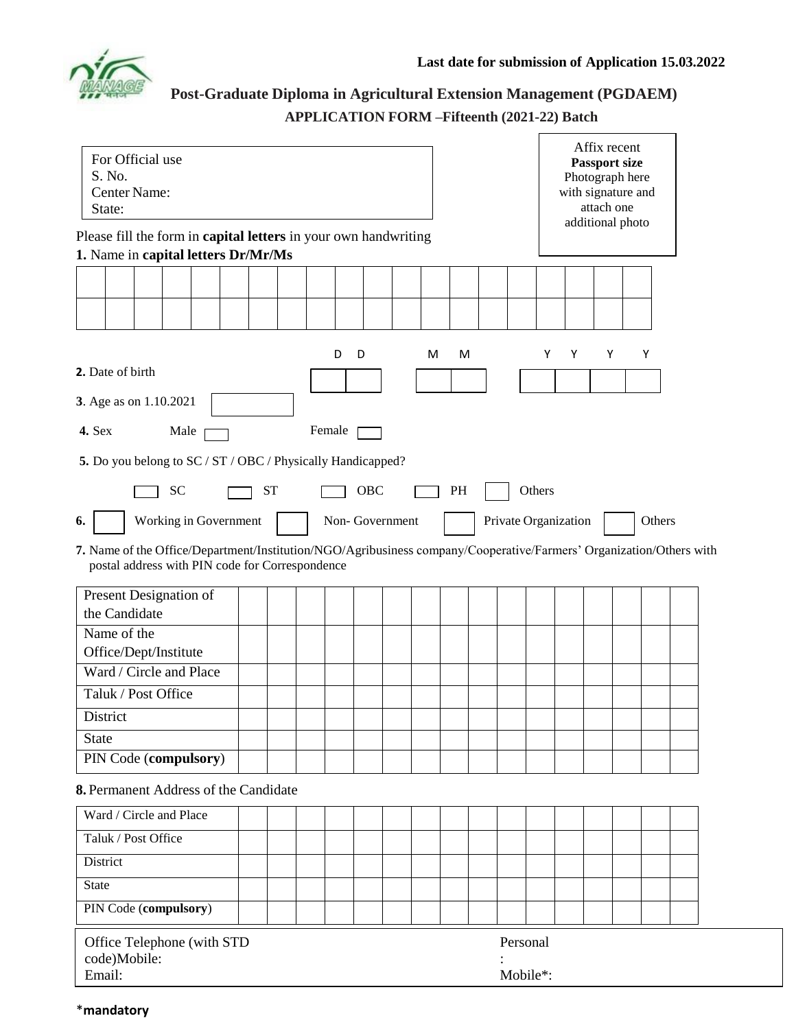**Last date for submission of Application 15.03.2022**

## Post-Graduate Diploma in Agricultural Extension Management (PGDAEM)

### APPLICATION FORM –Fifteenth (2021-22) Batch

| For Official use |
|---|
| S. No. |
| Center Name: |
| State: |

Affix recent **Passport size** Photograph here with signature and attach one additional photo

Please fill the form in **capital letters** in your own handwriting

**1.** Name in **capital letters Dr/Mr/Ms**

| | | | | | | | | | | | | | | | | | | | |
|---|---|---|---|---|---|---|---|---|---|---|---|---|---|---|---|---|---|---|---|
| | | | | | | | | | | | | | | | | | | | |

**2.** Date of birth D D / M M / Y Y Y Y

**3**. Age as on 1.10.2021

**4.** Sex Male ☐ Female ☐

**5.** Do you belong to SC / ST / OBC / Physically Handicapped?

☐ SC ☐ ST ☐ OBC ☐ PH ☐ Others

**6.** ☐ Working in Government ☐ Non- Government ☐ Private Organization ☐ Others

**7.** Name of the Office/Department/Institution/NGO/Agribusiness company/Cooperative/Farmers' Organization/Others with postal address with PIN code for Correspondence

| Present Designation of the Candidate | | | | | | | | | | | | | | | | |
|---|---|---|---|---|---|---|---|---|---|---|---|---|---|---|---|---|
| Name of the Office/Dept/Institute | | | | | | | | | | | | | | | | |
| Ward / Circle and Place | | | | | | | | | | | | | | | | |
| Taluk / Post Office | | | | | | | | | | | | | | | | |
| District | | | | | | | | | | | | | | | | |
| State | | | | | | | | | | | | | | | | |
| PIN Code (**compulsory**) | | | | | | | | | | | | | | | | |

**8.** Permanent Address of the Candidate

| Ward / Circle and Place | | | | | | | | | | | | | | | | |
|---|---|---|---|---|---|---|---|---|---|---|---|---|---|---|---|---|
| Taluk / Post Office | | | | | | | | | | | | | | | | |
| District | | | | | | | | | | | | | | | | |
| State | | | | | | | | | | | | | | | | |
| PIN Code (**compulsory**) | | | | | | | | | | | | | | | | |

| Office Telephone (with STD code)Mobile: | Personal : |
|---|---|
| Email: | Mobile*: |

***mandatory**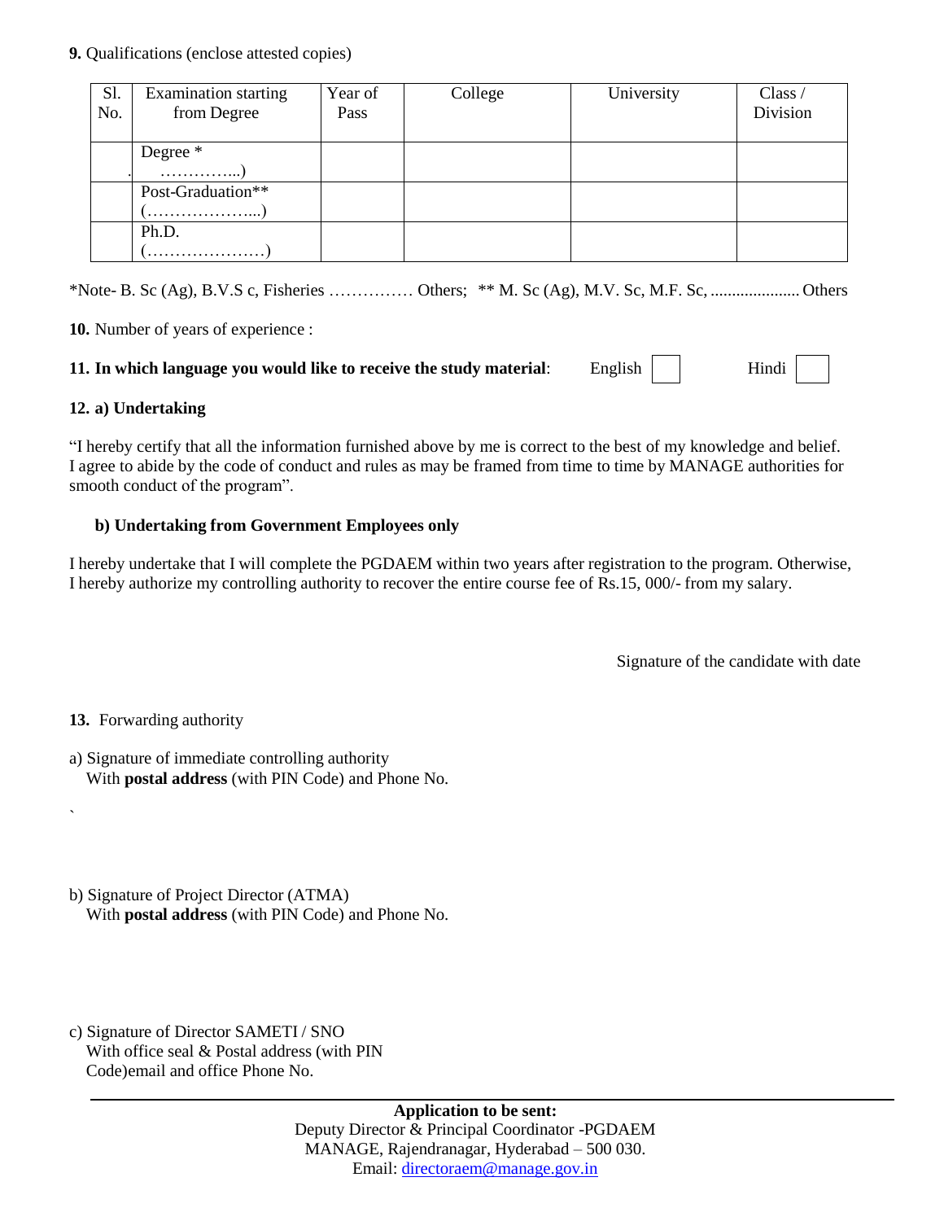**9.** Qualifications (enclose attested copies)

| Sl. No. | Examination starting from Degree | Year of Pass | College | University | Class / Division |
|---|---|---|---|---|---|
| | Degree * …………...) | | | | |
| | Post-Graduation** (………………...) | | | | |
| | Ph.D. (…………………) | | | | |

*Note- B. Sc (Ag), B.V.S c, Fisheries …………… Others; ** M. Sc (Ag), M.V. Sc, M.F. Sc, ..................... Others

**10.** Number of years of experience :

**11. In which language you would like to receive the study material**: English ☐ Hindi ☐

**12. a) Undertaking**

"I hereby certify that all the information furnished above by me is correct to the best of my knowledge and belief. I agree to abide by the code of conduct and rules as may be framed from time to time by MANAGE authorities for smooth conduct of the program".

**b) Undertaking from Government Employees only**

I hereby undertake that I will complete the PGDAEM within two years after registration to the program. Otherwise, I hereby authorize my controlling authority to recover the entire course fee of Rs.15, 000/- from my salary.

Signature of the candidate with date

**13.** Forwarding authority

a) Signature of immediate controlling authority
With **postal address** (with PIN Code) and Phone No.

b) Signature of Project Director (ATMA)
With **postal address** (with PIN Code) and Phone No.

c) Signature of Director SAMETI / SNO
With office seal & Postal address (with PIN Code)email and office Phone No.

**Application to be sent:**
Deputy Director & Principal Coordinator -PGDAEM
MANAGE, Rajendranagar, Hyderabad – 500 030.
Email: directoraem@manage.gov.in